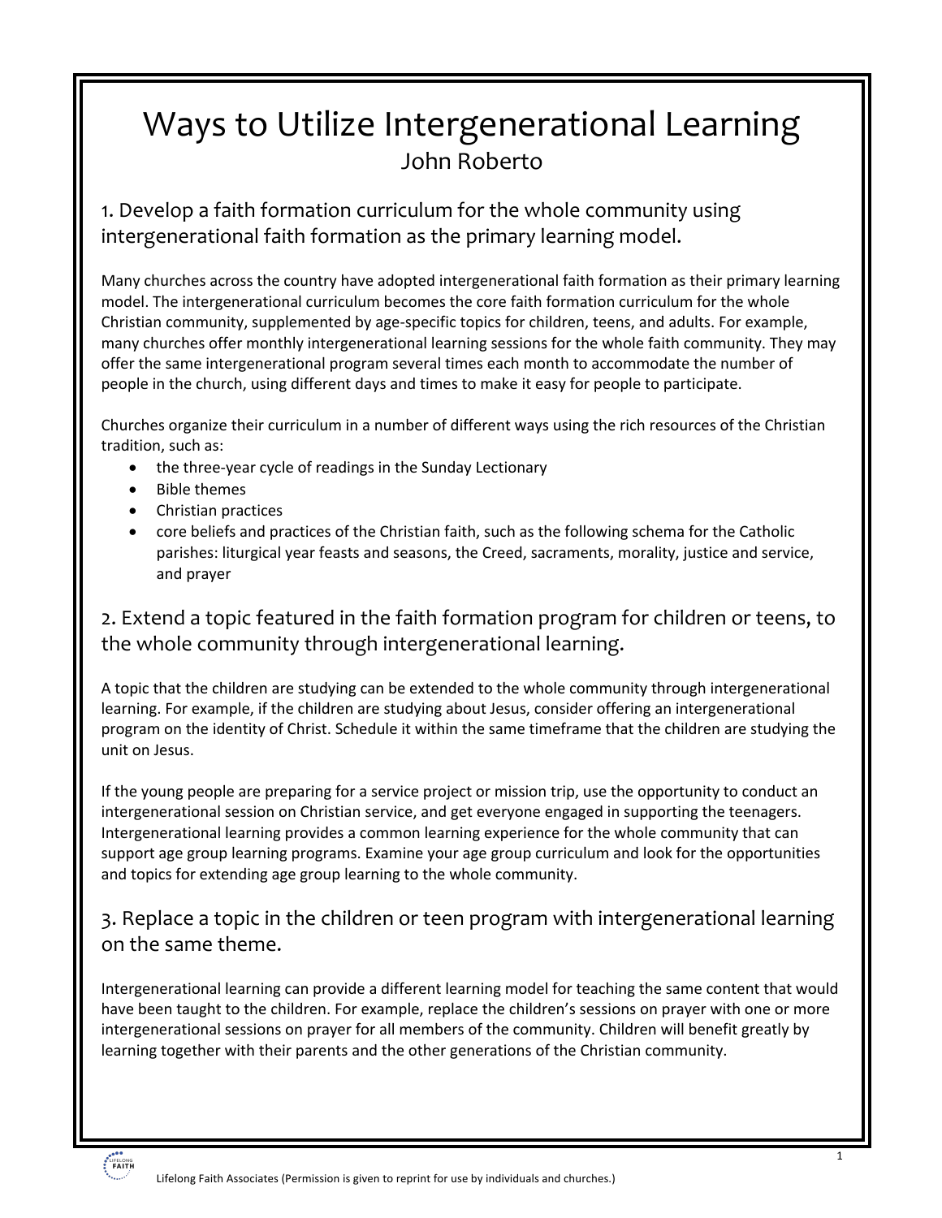# Ways to Utilize Intergenerational Learning

John Roberto

## 1. Develop a faith formation curriculum for the whole community using intergenerational faith formation as the primary learning model.

Many churches across the country have adopted intergenerational faith formation as their primary learning model. The intergenerational curriculum becomes the core faith formation curriculum for the whole Christian community, supplemented by age-specific topics for children, teens, and adults. For example, many churches offer monthly intergenerational learning sessions for the whole faith community. They may offer the same intergenerational program several times each month to accommodate the number of people in the church, using different days and times to make it easy for people to participate.

Churches organize their curriculum in a number of different ways using the rich resources of the Christian tradition, such as:

- the three-year cycle of readings in the Sunday Lectionary
- Bible themes
- Christian practices
- core beliefs and practices of the Christian faith, such as the following schema for the Catholic parishes: liturgical year feasts and seasons, the Creed, sacraments, morality, justice and service, and prayer

## 2. Extend a topic featured in the faith formation program for children or teens, to the whole community through intergenerational learning.

A topic that the children are studying can be extended to the whole community through intergenerational learning. For example, if the children are studying about Jesus, consider offering an intergenerational program on the identity of Christ. Schedule it within the same timeframe that the children are studying the unit on Jesus.

If the young people are preparing for a service project or mission trip, use the opportunity to conduct an intergenerational session on Christian service, and get everyone engaged in supporting the teenagers. Intergenerational learning provides a common learning experience for the whole community that can support age group learning programs. Examine your age group curriculum and look for the opportunities and topics for extending age group learning to the whole community.

## 3. Replace a topic in the children or teen program with intergenerational learning on the same theme.

Intergenerational learning can provide a different learning model for teaching the same content that would have been taught to the children. For example, replace the children's sessions on prayer with one or more intergenerational sessions on prayer for all members of the community. Children will benefit greatly by learning together with their parents and the other generations of the Christian community.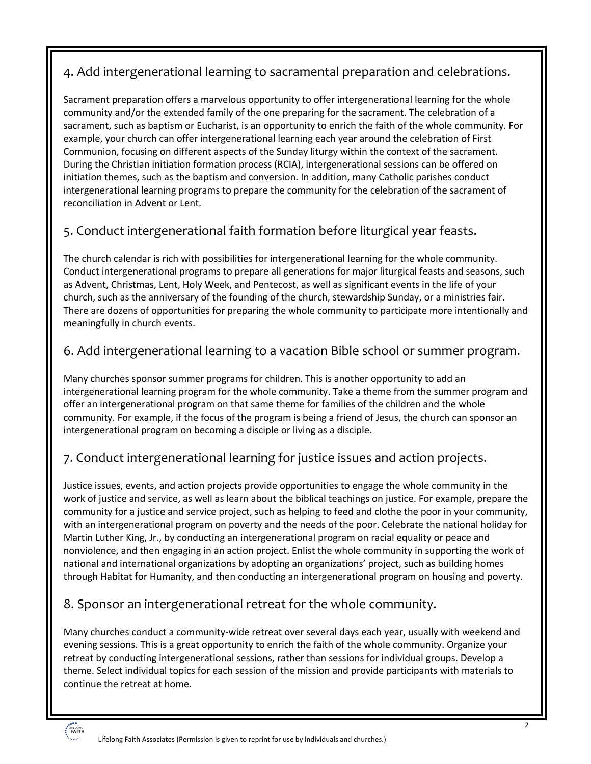## 4. Add intergenerational learning to sacramental preparation and celebrations.

Sacrament preparation offers a marvelous opportunity to offer intergenerational learning for the whole community and/or the extended family of the one preparing for the sacrament. The celebration of a sacrament, such as baptism or Eucharist, is an opportunity to enrich the faith of the whole community. For example, your church can offer intergenerational learning each year around the celebration of First Communion, focusing on different aspects of the Sunday liturgy within the context of the sacrament. During the Christian initiation formation process (RCIA), intergenerational sessions can be offered on initiation themes, such as the baptism and conversion. In addition, many Catholic parishes conduct intergenerational learning programs to prepare the community for the celebration of the sacrament of reconciliation in Advent or Lent.

## 5. Conduct intergenerational faith formation before liturgical year feasts.

The church calendar is rich with possibilities for intergenerational learning for the whole community. Conduct intergenerational programs to prepare all generations for major liturgical feasts and seasons, such as Advent, Christmas, Lent, Holy Week, and Pentecost, as well as significant events in the life of your church, such as the anniversary of the founding of the church, stewardship Sunday, or a ministries fair. There are dozens of opportunities for preparing the whole community to participate more intentionally and meaningfully in church events.

## 6. Add intergenerational learning to a vacation Bible school or summer program.

Many churches sponsor summer programs for children. This is another opportunity to add an intergenerational learning program for the whole community. Take a theme from the summer program and offer an intergenerational program on that same theme for families of the children and the whole community. For example, if the focus of the program is being a friend of Jesus, the church can sponsor an intergenerational program on becoming a disciple or living as a disciple.

## 7. Conduct intergenerational learning for justice issues and action projects.

Justice issues, events, and action projects provide opportunities to engage the whole community in the work of justice and service, as well as learn about the biblical teachings on justice. For example, prepare the community for a justice and service project, such as helping to feed and clothe the poor in your community, with an intergenerational program on poverty and the needs of the poor. Celebrate the national holiday for Martin Luther King, Jr., by conducting an intergenerational program on racial equality or peace and nonviolence, and then engaging in an action project. Enlist the whole community in supporting the work of national and international organizations by adopting an organizations' project, such as building homes through Habitat for Humanity, and then conducting an intergenerational program on housing and poverty.

## 8. Sponsor an intergenerational retreat for the whole community.

Many churches conduct a community-wide retreat over several days each year, usually with weekend and evening sessions. This is a great opportunity to enrich the faith of the whole community. Organize your retreat by conducting intergenerational sessions, rather than sessions for individual groups. Develop a theme. Select individual topics for each session of the mission and provide participants with materials to continue the retreat at home.

Lifelong Faith Associates (Permission is given to reprint for use by individuals and churches.)